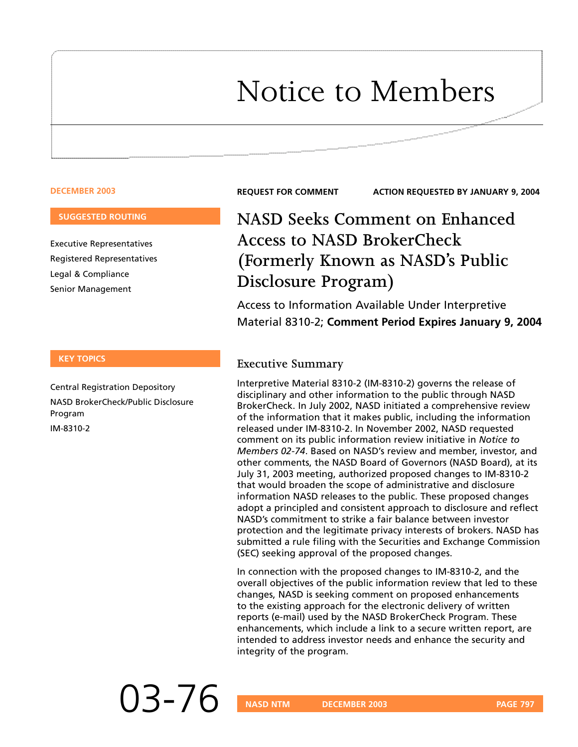# Notice to Members

DECEMBER 2003

**SUGGESTED ROUTING**

Executive Representatives
Registered Representatives
Legal & Compliance
Senior Management

**KEY TOPICS**

Central Registration Depository
NASD BrokerCheck/Public Disclosure Program
IM-8310-2

**REQUEST FOR COMMENT** **ACTION REQUESTED BY JANUARY 9, 2004**

## NASD Seeks Comment on Enhanced Access to NASD BrokerCheck (Formerly Known as NASD's Public Disclosure Program)

Access to Information Available Under Interpretive Material 8310-2; **Comment Period Expires January 9, 2004**

### Executive Summary

Interpretive Material 8310-2 (IM-8310-2) governs the release of disciplinary and other information to the public through NASD BrokerCheck. In July 2002, NASD initiated a comprehensive review of the information that it makes public, including the information released under IM-8310-2. In November 2002, NASD requested comment on its public information review initiative in *Notice to Members 02-74*. Based on NASD's review and member, investor, and other comments, the NASD Board of Governors (NASD Board), at its July 31, 2003 meeting, authorized proposed changes to IM-8310-2 that would broaden the scope of administrative and disclosure information NASD releases to the public. These proposed changes adopt a principled and consistent approach to disclosure and reflect NASD's commitment to strike a fair balance between investor protection and the legitimate privacy interests of brokers. NASD has submitted a rule filing with the Securities and Exchange Commission (SEC) seeking approval of the proposed changes.

In connection with the proposed changes to IM-8310-2, and the overall objectives of the public information review that led to these changes, NASD is seeking comment on proposed enhancements to the existing approach for the electronic delivery of written reports (e-mail) used by the NASD BrokerCheck Program. These enhancements, which include a link to a secure written report, are intended to address investor needs and enhance the security and integrity of the program.

03-76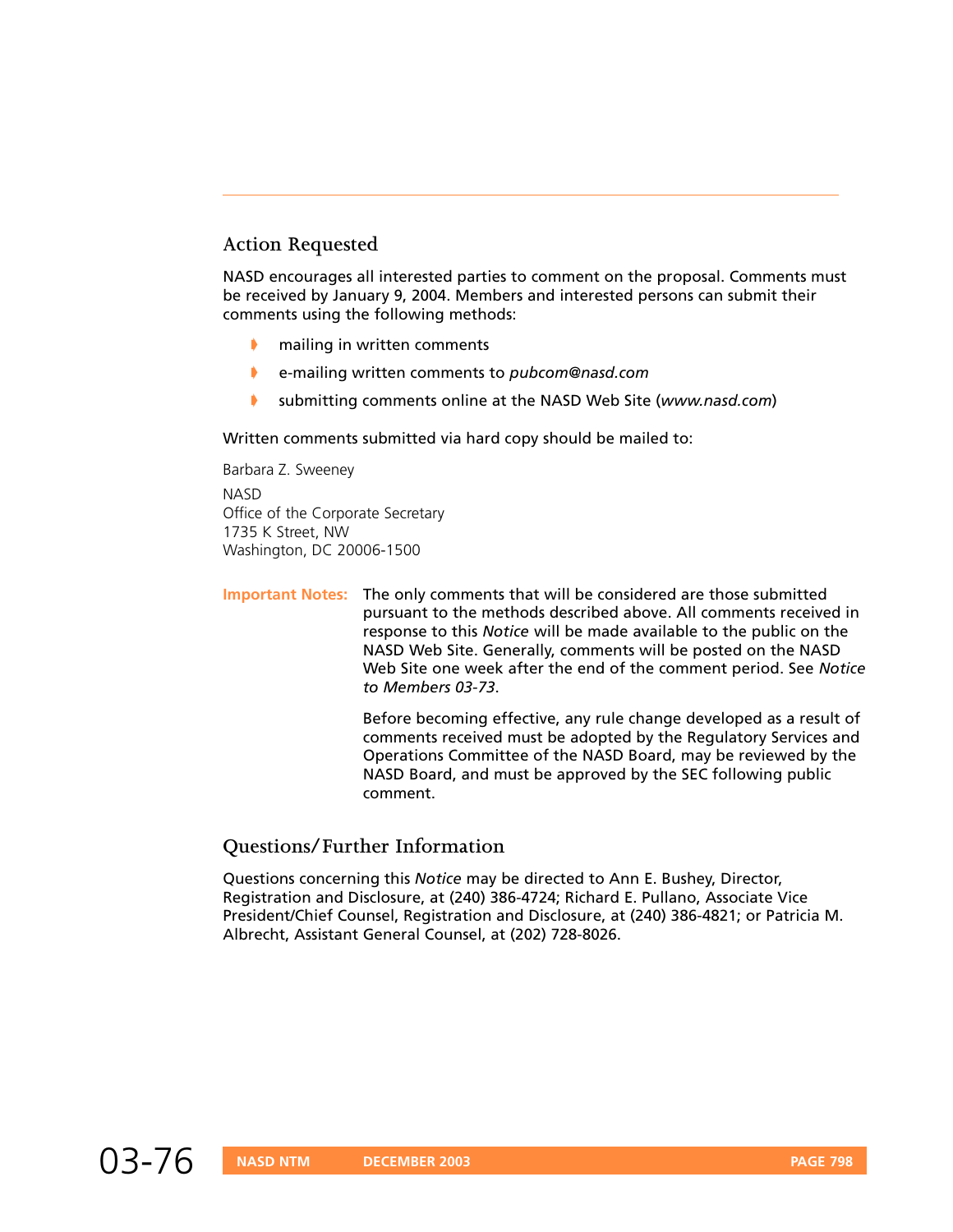## Action Requested

NASD encourages all interested parties to comment on the proposal. Comments must be received by January 9, 2004. Members and interested persons can submit their comments using the following methods:

- mailing in written comments
- e-mailing written comments to *pubcom@nasd.com*
- submitting comments online at the NASD Web Site (*www.nasd.com*)

Written comments submitted via hard copy should be mailed to:

Barbara Z. Sweeney

NASD
Office of the Corporate Secretary
1735 K Street, NW
Washington, DC 20006-1500

**Important Notes:** The only comments that will be considered are those submitted pursuant to the methods described above. All comments received in response to this *Notice* will be made available to the public on the NASD Web Site. Generally, comments will be posted on the NASD Web Site one week after the end of the comment period. See *Notice to Members 03-73*.

Before becoming effective, any rule change developed as a result of comments received must be adopted by the Regulatory Services and Operations Committee of the NASD Board, may be reviewed by the NASD Board, and must be approved by the SEC following public comment.

## Questions/Further Information

Questions concerning this *Notice* may be directed to Ann E. Bushey, Director, Registration and Disclosure, at (240) 386-4724; Richard E. Pullano, Associate Vice President/Chief Counsel, Registration and Disclosure, at (240) 386-4821; or Patricia M. Albrecht, Assistant General Counsel, at (202) 728-8026.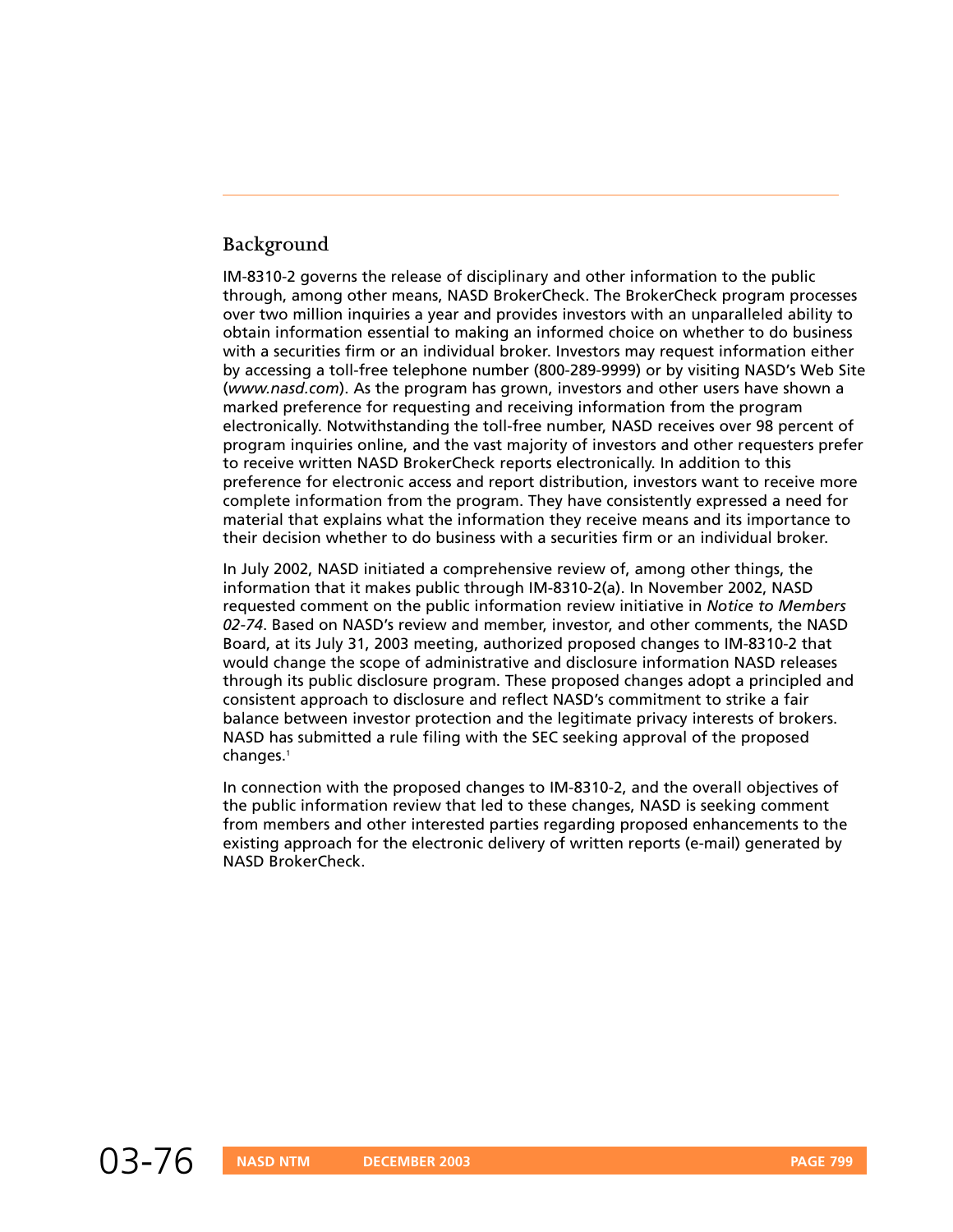## Background

IM-8310-2 governs the release of disciplinary and other information to the public through, among other means, NASD BrokerCheck. The BrokerCheck program processes over two million inquiries a year and provides investors with an unparalleled ability to obtain information essential to making an informed choice on whether to do business with a securities firm or an individual broker. Investors may request information either by accessing a toll-free telephone number (800-289-9999) or by visiting NASD's Web Site (*www.nasd.com*). As the program has grown, investors and other users have shown a marked preference for requesting and receiving information from the program electronically. Notwithstanding the toll-free number, NASD receives over 98 percent of program inquiries online, and the vast majority of investors and other requesters prefer to receive written NASD BrokerCheck reports electronically. In addition to this preference for electronic access and report distribution, investors want to receive more complete information from the program. They have consistently expressed a need for material that explains what the information they receive means and its importance to their decision whether to do business with a securities firm or an individual broker.

In July 2002, NASD initiated a comprehensive review of, among other things, the information that it makes public through IM-8310-2(a). In November 2002, NASD requested comment on the public information review initiative in *Notice to Members 02-74*. Based on NASD's review and member, investor, and other comments, the NASD Board, at its July 31, 2003 meeting, authorized proposed changes to IM-8310-2 that would change the scope of administrative and disclosure information NASD releases through its public disclosure program. These proposed changes adopt a principled and consistent approach to disclosure and reflect NASD's commitment to strike a fair balance between investor protection and the legitimate privacy interests of brokers. NASD has submitted a rule filing with the SEC seeking approval of the proposed changes.[1]

In connection with the proposed changes to IM-8310-2, and the overall objectives of the public information review that led to these changes, NASD is seeking comment from members and other interested parties regarding proposed enhancements to the existing approach for the electronic delivery of written reports (e-mail) generated by NASD BrokerCheck.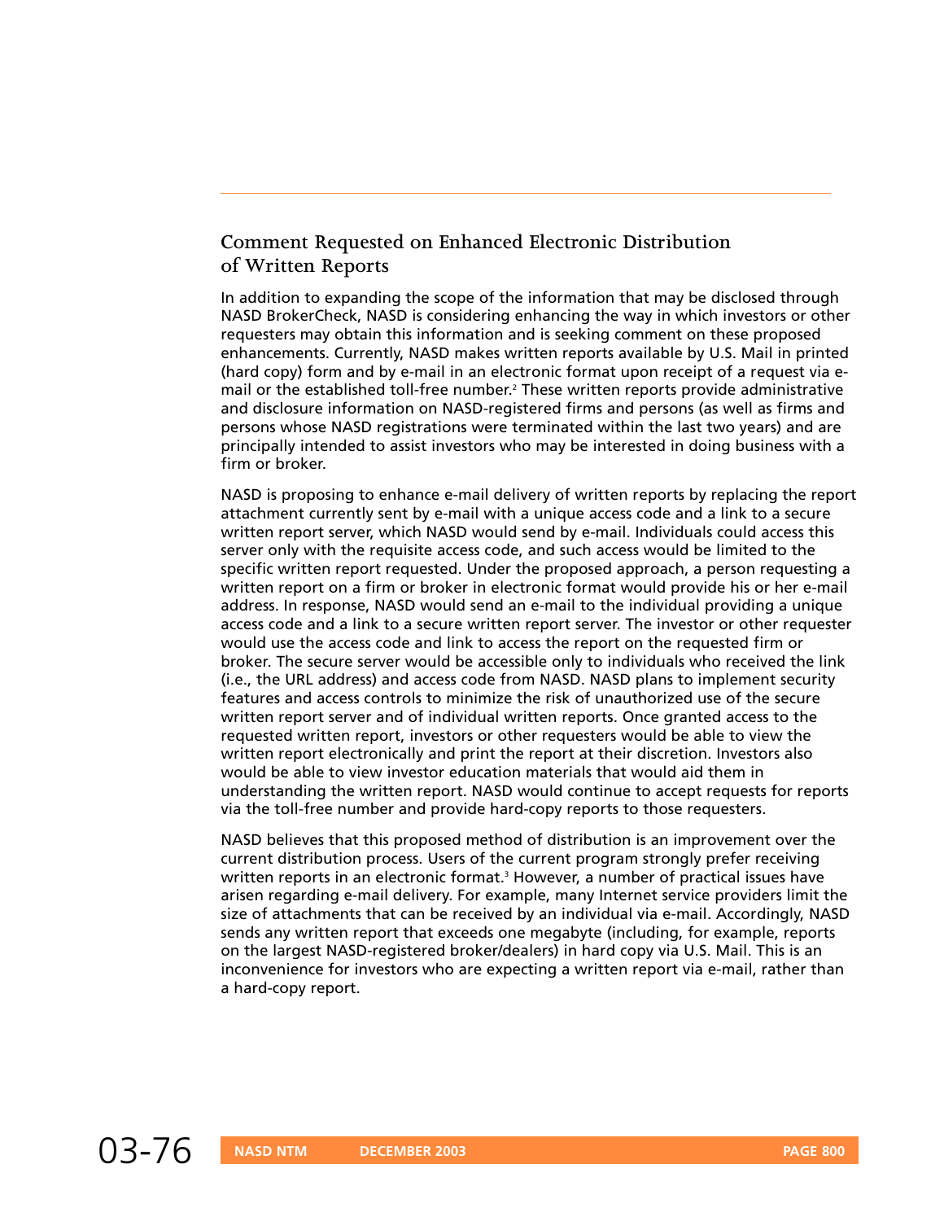## Comment Requested on Enhanced Electronic Distribution of Written Reports

In addition to expanding the scope of the information that may be disclosed through NASD BrokerCheck, NASD is considering enhancing the way in which investors or other requesters may obtain this information and is seeking comment on these proposed enhancements. Currently, NASD makes written reports available by U.S. Mail in printed (hard copy) form and by e-mail in an electronic format upon receipt of a request via e-mail or the established toll-free number.[2] These written reports provide administrative and disclosure information on NASD-registered firms and persons (as well as firms and persons whose NASD registrations were terminated within the last two years) and are principally intended to assist investors who may be interested in doing business with a firm or broker.

NASD is proposing to enhance e-mail delivery of written reports by replacing the report attachment currently sent by e-mail with a unique access code and a link to a secure written report server, which NASD would send by e-mail. Individuals could access this server only with the requisite access code, and such access would be limited to the specific written report requested. Under the proposed approach, a person requesting a written report on a firm or broker in electronic format would provide his or her e-mail address. In response, NASD would send an e-mail to the individual providing a unique access code and a link to a secure written report server. The investor or other requester would use the access code and link to access the report on the requested firm or broker. The secure server would be accessible only to individuals who received the link (i.e., the URL address) and access code from NASD. NASD plans to implement security features and access controls to minimize the risk of unauthorized use of the secure written report server and of individual written reports. Once granted access to the requested written report, investors or other requesters would be able to view the written report electronically and print the report at their discretion. Investors also would be able to view investor education materials that would aid them in understanding the written report. NASD would continue to accept requests for reports via the toll-free number and provide hard-copy reports to those requesters.

NASD believes that this proposed method of distribution is an improvement over the current distribution process. Users of the current program strongly prefer receiving written reports in an electronic format.[3] However, a number of practical issues have arisen regarding e-mail delivery. For example, many Internet service providers limit the size of attachments that can be received by an individual via e-mail. Accordingly, NASD sends any written report that exceeds one megabyte (including, for example, reports on the largest NASD-registered broker/dealers) in hard copy via U.S. Mail. This is an inconvenience for investors who are expecting a written report via e-mail, rather than a hard-copy report.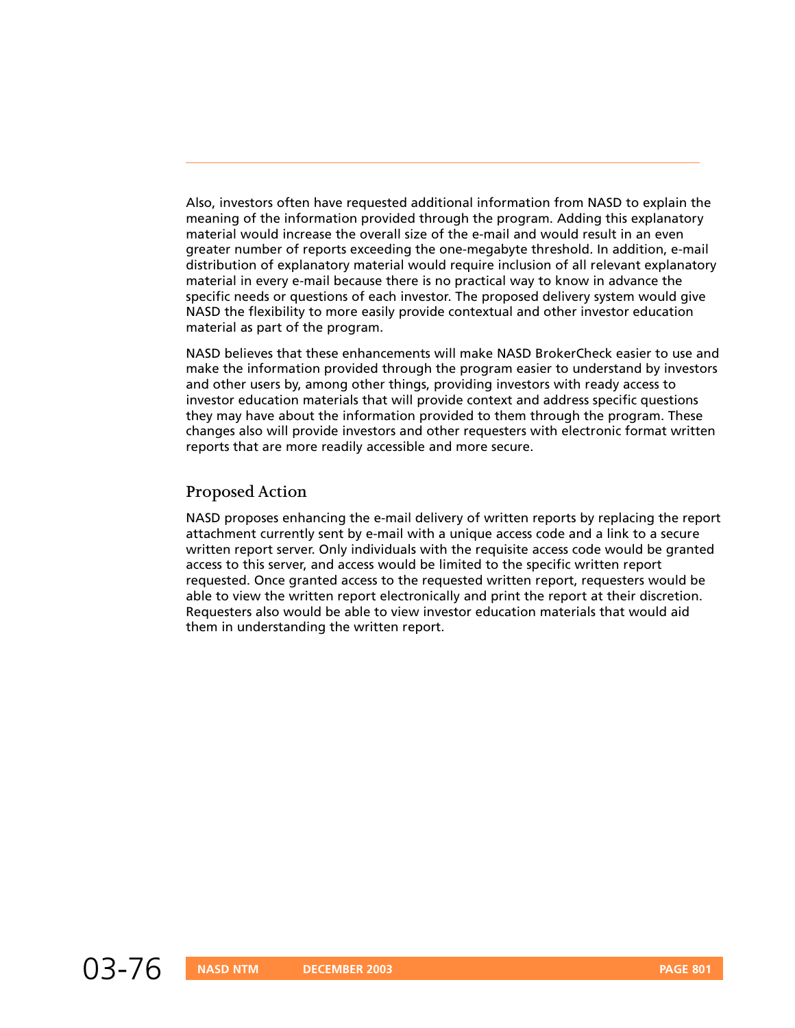Also, investors often have requested additional information from NASD to explain the meaning of the information provided through the program. Adding this explanatory material would increase the overall size of the e-mail and would result in an even greater number of reports exceeding the one-megabyte threshold. In addition, e-mail distribution of explanatory material would require inclusion of all relevant explanatory material in every e-mail because there is no practical way to know in advance the specific needs or questions of each investor. The proposed delivery system would give NASD the flexibility to more easily provide contextual and other investor education material as part of the program.

NASD believes that these enhancements will make NASD BrokerCheck easier to use and make the information provided through the program easier to understand by investors and other users by, among other things, providing investors with ready access to investor education materials that will provide context and address specific questions they may have about the information provided to them through the program. These changes also will provide investors and other requesters with electronic format written reports that are more readily accessible and more secure.

## Proposed Action

NASD proposes enhancing the e-mail delivery of written reports by replacing the report attachment currently sent by e-mail with a unique access code and a link to a secure written report server. Only individuals with the requisite access code would be granted access to this server, and access would be limited to the specific written report requested. Once granted access to the requested written report, requesters would be able to view the written report electronically and print the report at their discretion. Requesters also would be able to view investor education materials that would aid them in understanding the written report.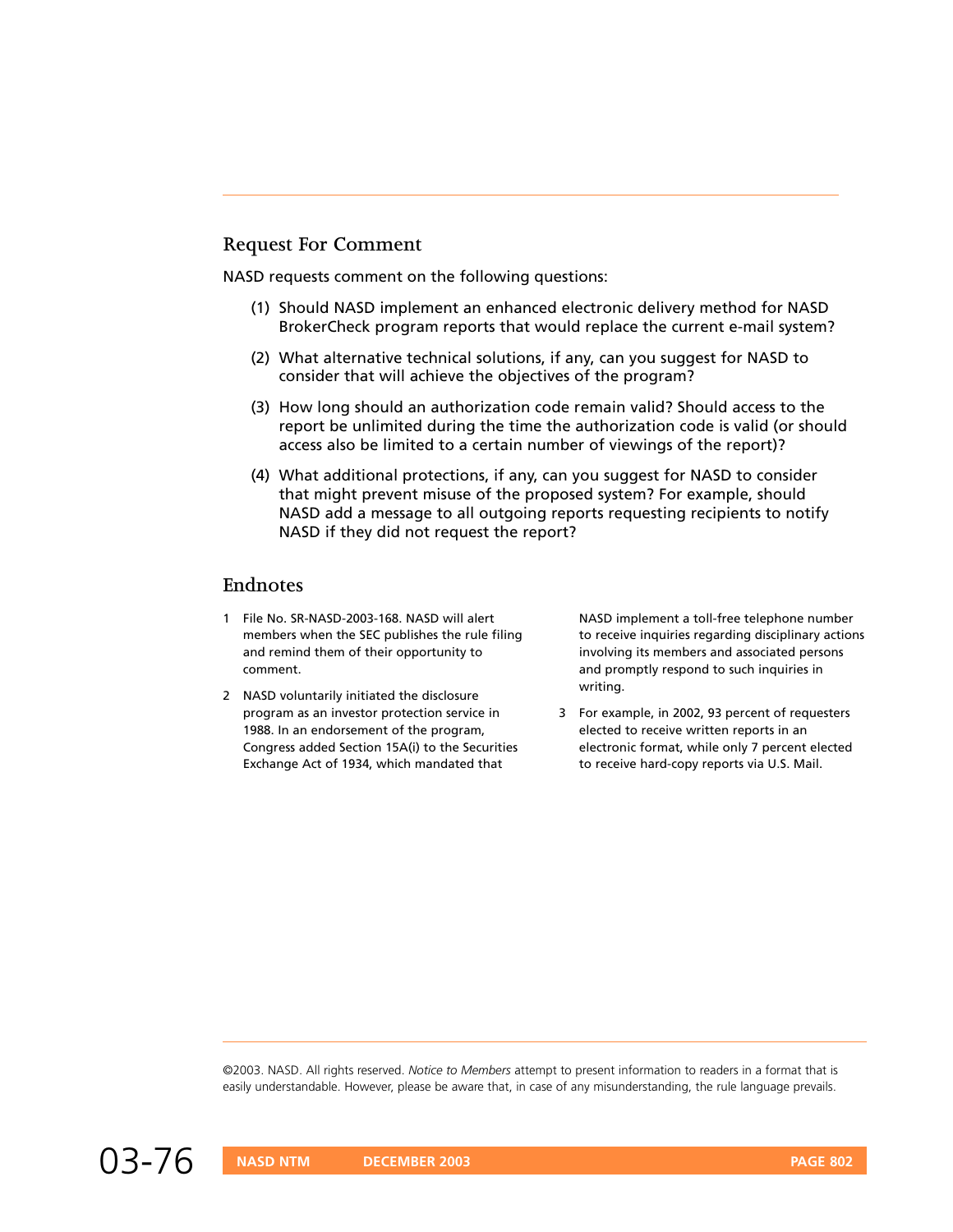## Request For Comment

NASD requests comment on the following questions:

(1) Should NASD implement an enhanced electronic delivery method for NASD BrokerCheck program reports that would replace the current e-mail system?

(2) What alternative technical solutions, if any, can you suggest for NASD to consider that will achieve the objectives of the program?

(3) How long should an authorization code remain valid? Should access to the report be unlimited during the time the authorization code is valid (or should access also be limited to a certain number of viewings of the report)?

(4) What additional protections, if any, can you suggest for NASD to consider that might prevent misuse of the proposed system? For example, should NASD add a message to all outgoing reports requesting recipients to notify NASD if they did not request the report?

## Endnotes

1 File No. SR-NASD-2003-168. NASD will alert members when the SEC publishes the rule filing and remind them of their opportunity to comment.

2 NASD voluntarily initiated the disclosure program as an investor protection service in 1988. In an endorsement of the program, Congress added Section 15A(i) to the Securities Exchange Act of 1934, which mandated that NASD implement a toll-free telephone number to receive inquiries regarding disciplinary actions involving its members and associated persons and promptly respond to such inquiries in writing.

3 For example, in 2002, 93 percent of requesters elected to receive written reports in an electronic format, while only 7 percent elected to receive hard-copy reports via U.S. Mail.

©2003. NASD. All rights reserved. *Notice to Members* attempt to present information to readers in a format that is easily understandable. However, please be aware that, in case of any misunderstanding, the rule language prevails.